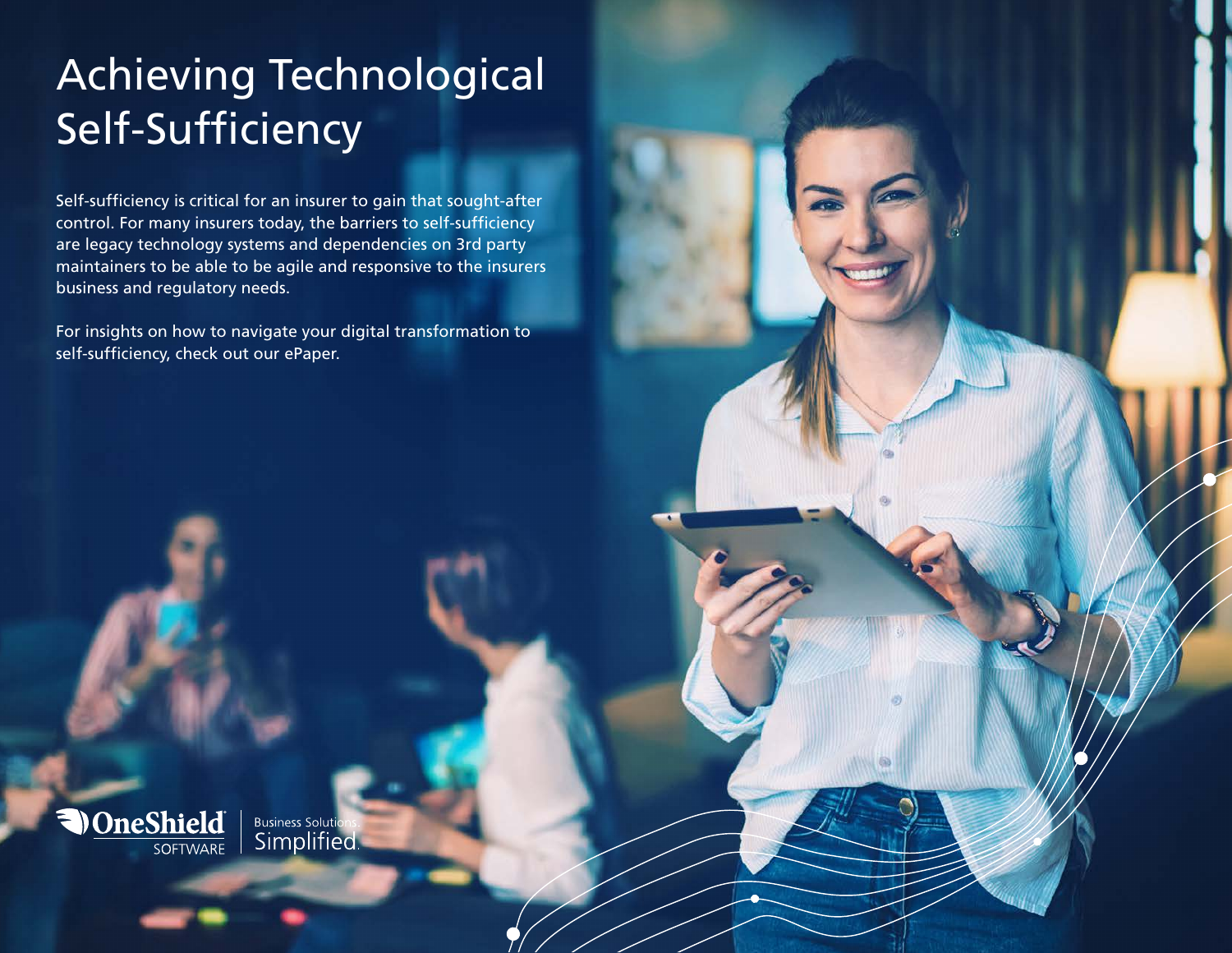# Achieving Technological Self-Sufficiency

Self-sufficiency is critical for an insurer to gain that sought-after control. For many insurers today, the barriers to self-sufficiency are legacy technology systems and dependencies on 3rd party maintainers to be able to be agile and responsive to the insurers business and regulatory needs.

For insights on how to navigate your digital transformation to self-sufficiency, check out our ePaper.

OneShield SOFTWARE | Business Solutions. Simplified.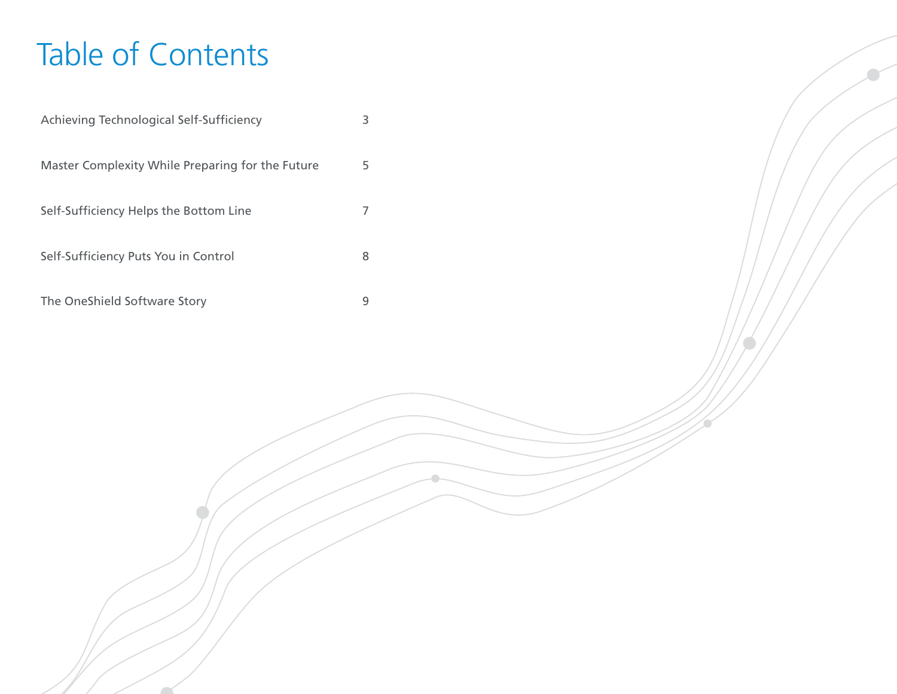# Table of Contents

| | |
|---|---|
| Achieving Technological Self-Sufficiency | 3 |
| Master Complexity While Preparing for the Future | 5 |
| Self-Sufficiency Helps the Bottom Line | 7 |
| Self-Sufficiency Puts You in Control | 8 |
| The OneShield Software Story | 9 |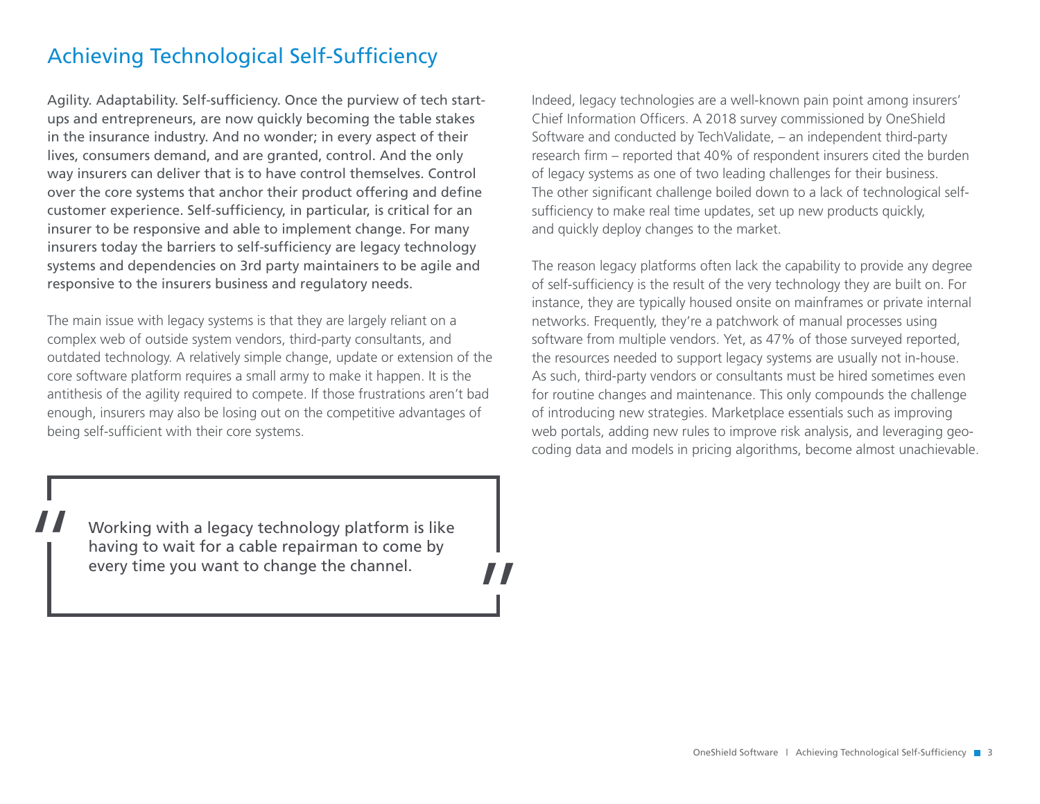## Achieving Technological Self-Sufficiency

Agility. Adaptability. Self-sufficiency. Once the purview of tech start-ups and entrepreneurs, are now quickly becoming the table stakes in the insurance industry. And no wonder; in every aspect of their lives, consumers demand, and are granted, control. And the only way insurers can deliver that is to have control themselves. Control over the core systems that anchor their product offering and define customer experience. Self-sufficiency, in particular, is critical for an insurer to be responsive and able to implement change. For many insurers today the barriers to self-sufficiency are legacy technology systems and dependencies on 3rd party maintainers to be agile and responsive to the insurers business and regulatory needs.

The main issue with legacy systems is that they are largely reliant on a complex web of outside system vendors, third-party consultants, and outdated technology. A relatively simple change, update or extension of the core software platform requires a small army to make it happen. It is the antithesis of the agility required to compete. If those frustrations aren't bad enough, insurers may also be losing out on the competitive advantages of being self-sufficient with their core systems.

> "Working with a legacy technology platform is like having to wait for a cable repairman to come by every time you want to change the channel."

Indeed, legacy technologies are a well-known pain point among insurers' Chief Information Officers. A 2018 survey commissioned by OneShield Software and conducted by TechValidate, – an independent third-party research firm – reported that 40% of respondent insurers cited the burden of legacy systems as one of two leading challenges for their business. The other significant challenge boiled down to a lack of technological self-sufficiency to make real time updates, set up new products quickly, and quickly deploy changes to the market.

The reason legacy platforms often lack the capability to provide any degree of self-sufficiency is the result of the very technology they are built on. For instance, they are typically housed onsite on mainframes or private internal networks. Frequently, they're a patchwork of manual processes using software from multiple vendors. Yet, as 47% of those surveyed reported, the resources needed to support legacy systems are usually not in-house. As such, third-party vendors or consultants must be hired sometimes even for routine changes and maintenance. This only compounds the challenge of introducing new strategies. Marketplace essentials such as improving web portals, adding new rules to improve risk analysis, and leveraging geo-coding data and models in pricing algorithms, become almost unachievable.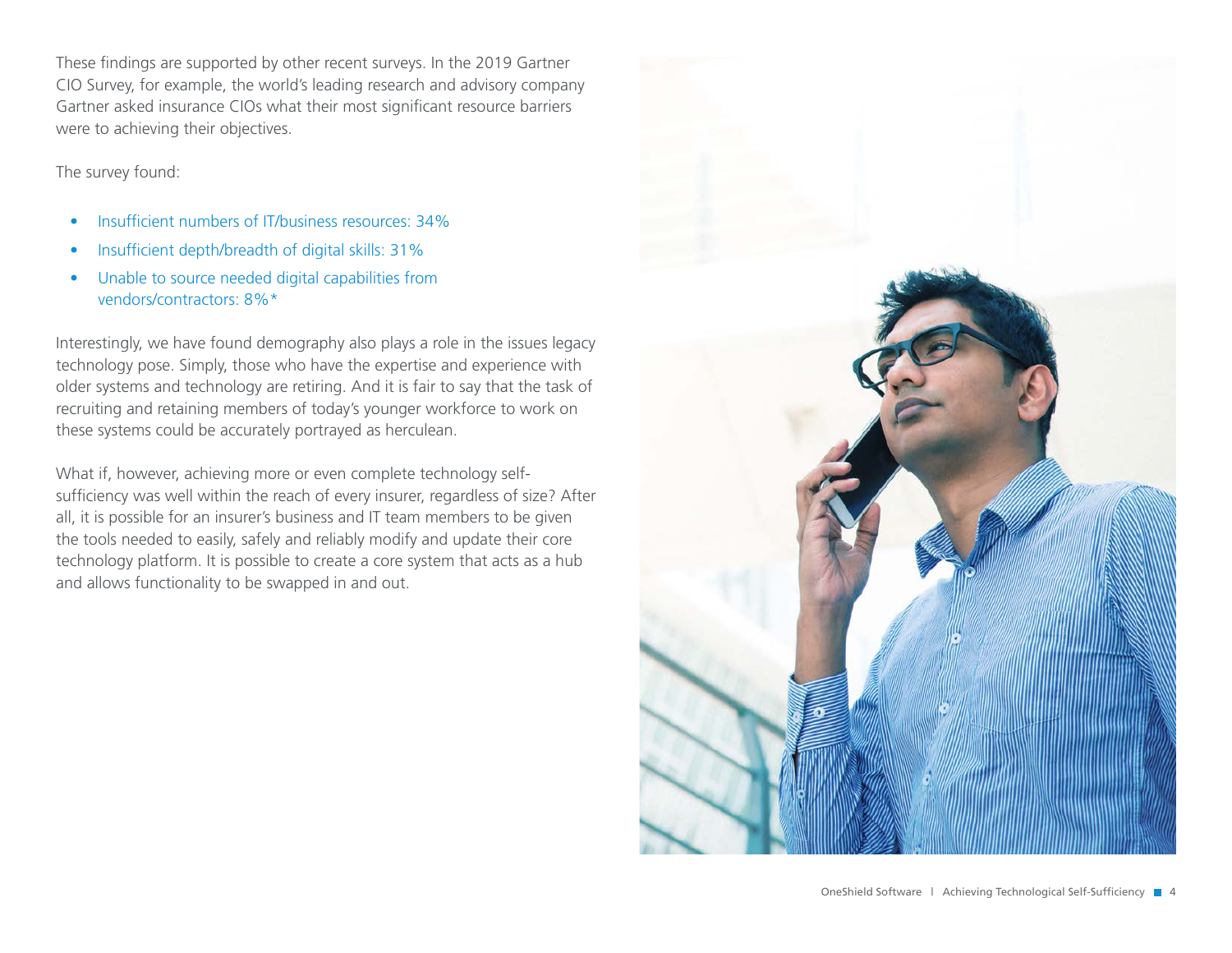These findings are supported by other recent surveys. In the 2019 Gartner CIO Survey, for example, the world's leading research and advisory company Gartner asked insurance CIOs what their most significant resource barriers were to achieving their objectives.

The survey found:

- Insufficient numbers of IT/business resources: 34%
- Insufficient depth/breadth of digital skills: 31%
- Unable to source needed digital capabilities from vendors/contractors: 8%*

Interestingly, we have found demography also plays a role in the issues legacy technology pose. Simply, those who have the expertise and experience with older systems and technology are retiring. And it is fair to say that the task of recruiting and retaining members of today's younger workforce to work on these systems could be accurately portrayed as herculean.

What if, however, achieving more or even complete technology self-sufficiency was well within the reach of every insurer, regardless of size? After all, it is possible for an insurer's business and IT team members to be given the tools needed to easily, safely and reliably modify and update their core technology platform. It is possible to create a core system that acts as a hub and allows functionality to be swapped in and out.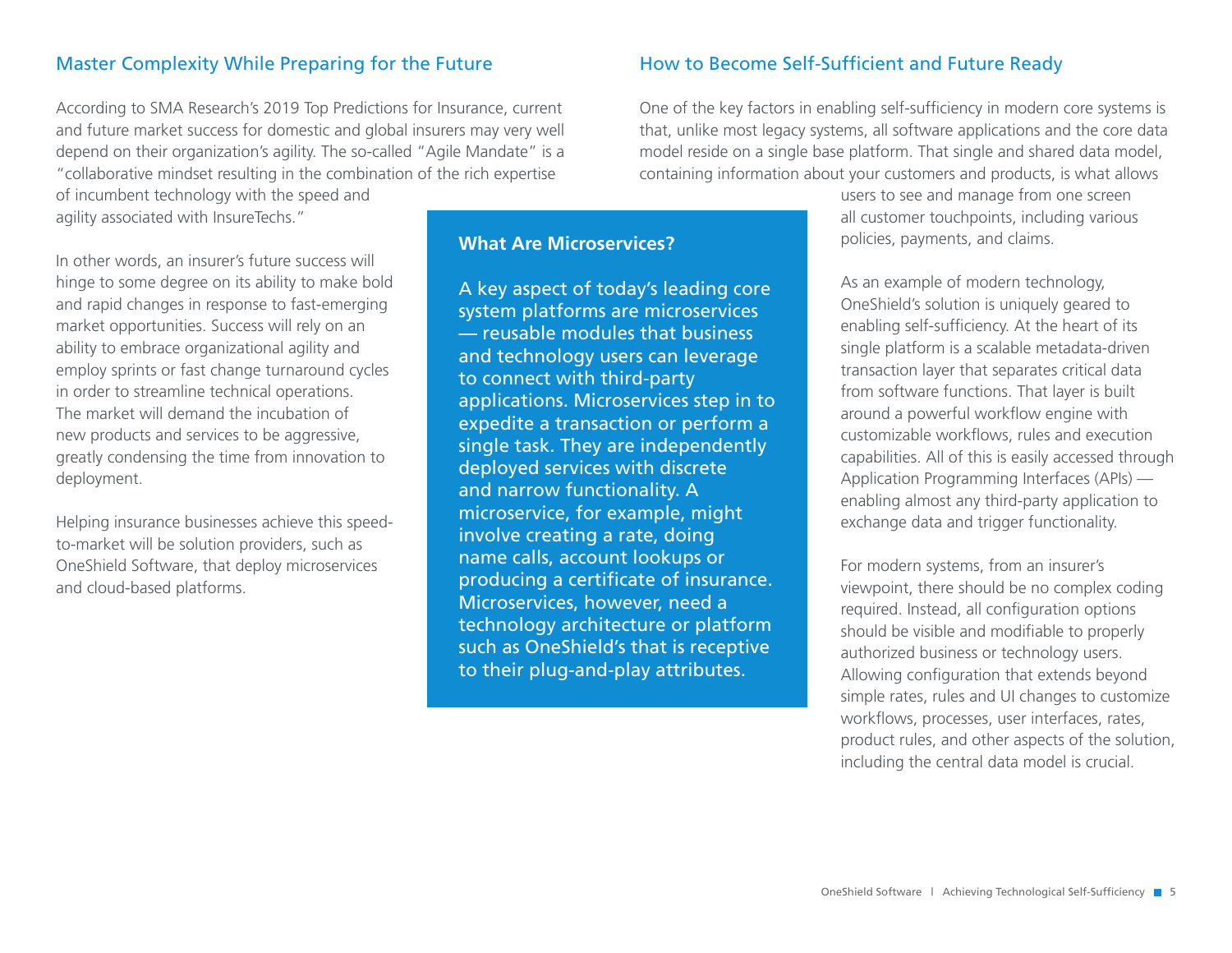## Master Complexity While Preparing for the Future

According to SMA Research's 2019 Top Predictions for Insurance, current and future market success for domestic and global insurers may very well depend on their organization's agility. The so-called "Agile Mandate" is a "collaborative mindset resulting in the combination of the rich expertise of incumbent technology with the speed and agility associated with InsureTechs."

In other words, an insurer's future success will hinge to some degree on its ability to make bold and rapid changes in response to fast-emerging market opportunities. Success will rely on an ability to embrace organizational agility and employ sprints or fast change turnaround cycles in order to streamline technical operations. The market will demand the incubation of new products and services to be aggressive, greatly condensing the time from innovation to deployment.

Helping insurance businesses achieve this speed-to-market will be solution providers, such as OneShield Software, that deploy microservices and cloud-based platforms.

### What Are Microservices?

A key aspect of today's leading core system platforms are microservices — reusable modules that business and technology users can leverage to connect with third-party applications. Microservices step in to expedite a transaction or perform a single task. They are independently deployed services with discrete and narrow functionality. A microservice, for example, might involve creating a rate, doing name calls, account lookups or producing a certificate of insurance. Microservices, however, need a technology architecture or platform such as OneShield's that is receptive to their plug-and-play attributes.

## How to Become Self-Sufficient and Future Ready

One of the key factors in enabling self-sufficiency in modern core systems is that, unlike most legacy systems, all software applications and the core data model reside on a single base platform. That single and shared data model, containing information about your customers and products, is what allows users to see and manage from one screen all customer touchpoints, including various policies, payments, and claims.

As an example of modern technology, OneShield's solution is uniquely geared to enabling self-sufficiency. At the heart of its single platform is a scalable metadata-driven transaction layer that separates critical data from software functions. That layer is built around a powerful workflow engine with customizable workflows, rules and execution capabilities. All of this is easily accessed through Application Programming Interfaces (APIs) — enabling almost any third-party application to exchange data and trigger functionality.

For modern systems, from an insurer's viewpoint, there should be no complex coding required. Instead, all configuration options should be visible and modifiable to properly authorized business or technology users. Allowing configuration that extends beyond simple rates, rules and UI changes to customize workflows, processes, user interfaces, rates, product rules, and other aspects of the solution, including the central data model is crucial.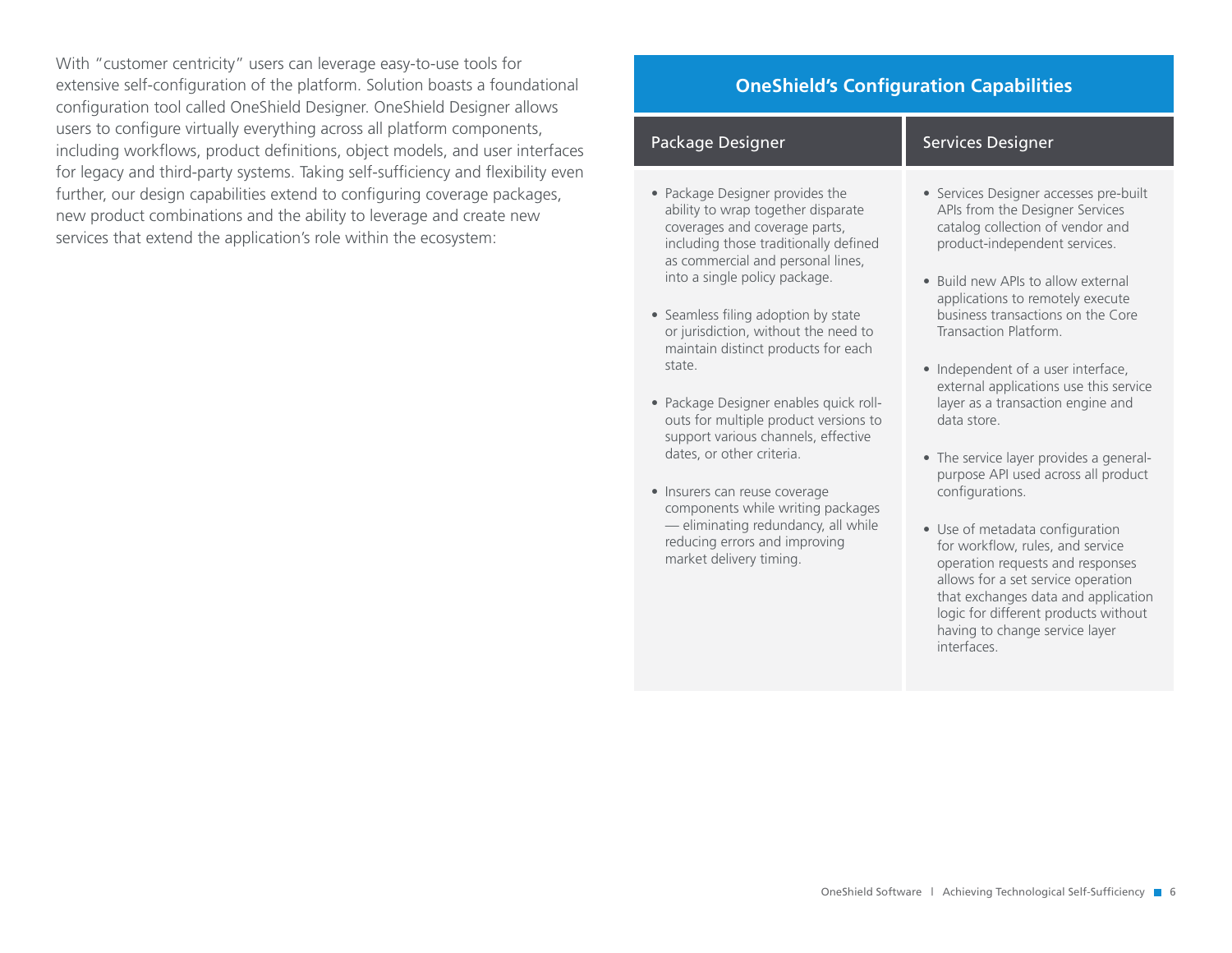With "customer centricity" users can leverage easy-to-use tools for extensive self-configuration of the platform. Solution boasts a foundational configuration tool called OneShield Designer. OneShield Designer allows users to configure virtually everything across all platform components, including workflows, product definitions, object models, and user interfaces for legacy and third-party systems. Taking self-sufficiency and flexibility even further, our design capabilities extend to configuring coverage packages, new product combinations and the ability to leverage and create new services that extend the application's role within the ecosystem:

## OneShield's Configuration Capabilities

### Package Designer

- Package Designer provides the ability to wrap together disparate coverages and coverage parts, including those traditionally defined as commercial and personal lines, into a single policy package.
- Seamless filing adoption by state or jurisdiction, without the need to maintain distinct products for each state.
- Package Designer enables quick roll-outs for multiple product versions to support various channels, effective dates, or other criteria.
- Insurers can reuse coverage components while writing packages — eliminating redundancy, all while reducing errors and improving market delivery timing.

### Services Designer

- Services Designer accesses pre-built APIs from the Designer Services catalog collection of vendor and product-independent services.
- Build new APIs to allow external applications to remotely execute business transactions on the Core Transaction Platform.
- Independent of a user interface, external applications use this service layer as a transaction engine and data store.
- The service layer provides a general-purpose API used across all product configurations.
- Use of metadata configuration for workflow, rules, and service operation requests and responses allows for a set service operation that exchanges data and application logic for different products without having to change service layer interfaces.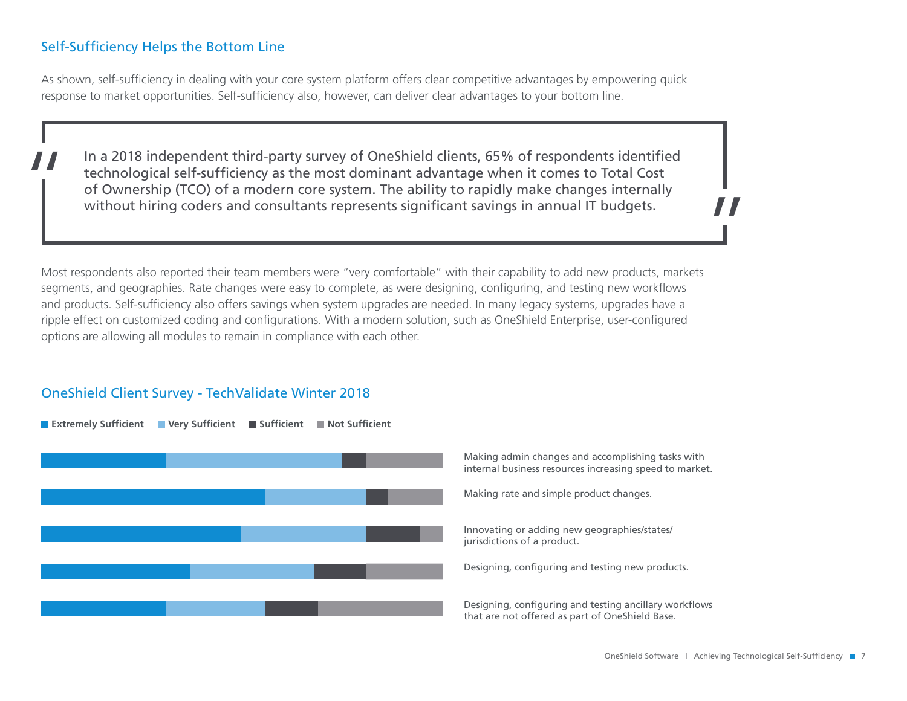## Self-Sufficiency Helps the Bottom Line

As shown, self-sufficiency in dealing with your core system platform offers clear competitive advantages by empowering quick response to market opportunities. Self-sufficiency also, however, can deliver clear advantages to your bottom line.

> "In a 2018 independent third-party survey of OneShield clients, 65% of respondents identified technological self-sufficiency as the most dominant advantage when it comes to Total Cost of Ownership (TCO) of a modern core system. The ability to rapidly make changes internally without hiring coders and consultants represents significant savings in annual IT budgets."

Most respondents also reported their team members were "very comfortable" with their capability to add new products, markets segments, and geographies. Rate changes were easy to complete, as were designing, configuring, and testing new workflows and products. Self-sufficiency also offers savings when system upgrades are needed. In many legacy systems, upgrades have a ripple effect on customized coding and configurations. With a modern solution, such as OneShield Enterprise, user-configured options are allowing all modules to remain in compliance with each other.

## OneShield Client Survey - TechValidate Winter 2018

**Extremely Sufficient** **Very Sufficient** **Sufficient** **Not Sufficient**

- Making admin changes and accomplishing tasks with internal business resources increasing speed to market.
- Making rate and simple product changes.
- Innovating or adding new geographies/states/jurisdictions of a product.
- Designing, configuring and testing new products.
- Designing, configuring and testing ancillary workflows that are not offered as part of OneShield Base.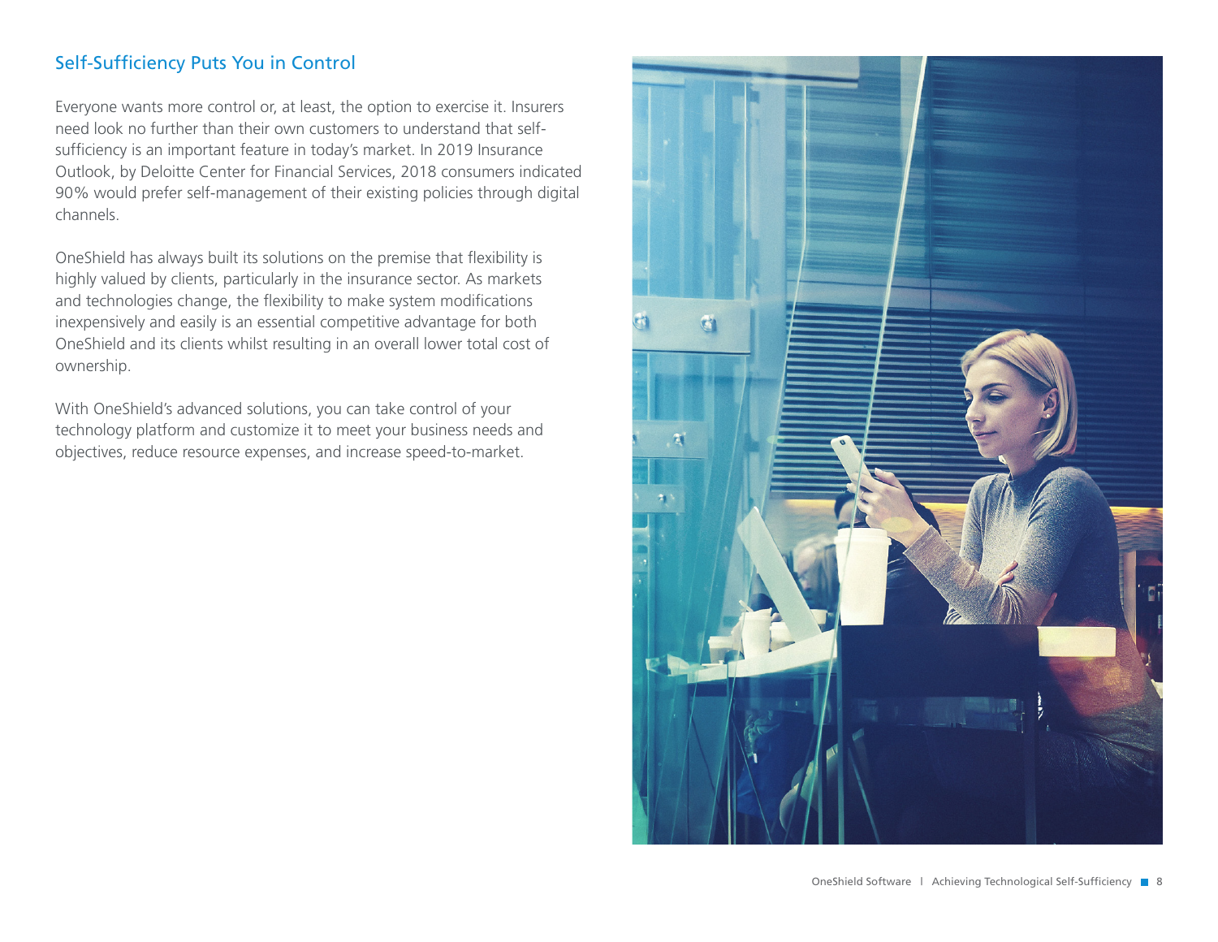## Self-Sufficiency Puts You in Control

Everyone wants more control or, at least, the option to exercise it. Insurers need look no further than their own customers to understand that self-sufficiency is an important feature in today's market. In 2019 Insurance Outlook, by Deloitte Center for Financial Services, 2018 consumers indicated 90% would prefer self-management of their existing policies through digital channels.

OneShield has always built its solutions on the premise that flexibility is highly valued by clients, particularly in the insurance sector. As markets and technologies change, the flexibility to make system modifications inexpensively and easily is an essential competitive advantage for both OneShield and its clients whilst resulting in an overall lower total cost of ownership.

With OneShield's advanced solutions, you can take control of your technology platform and customize it to meet your business needs and objectives, reduce resource expenses, and increase speed-to-market.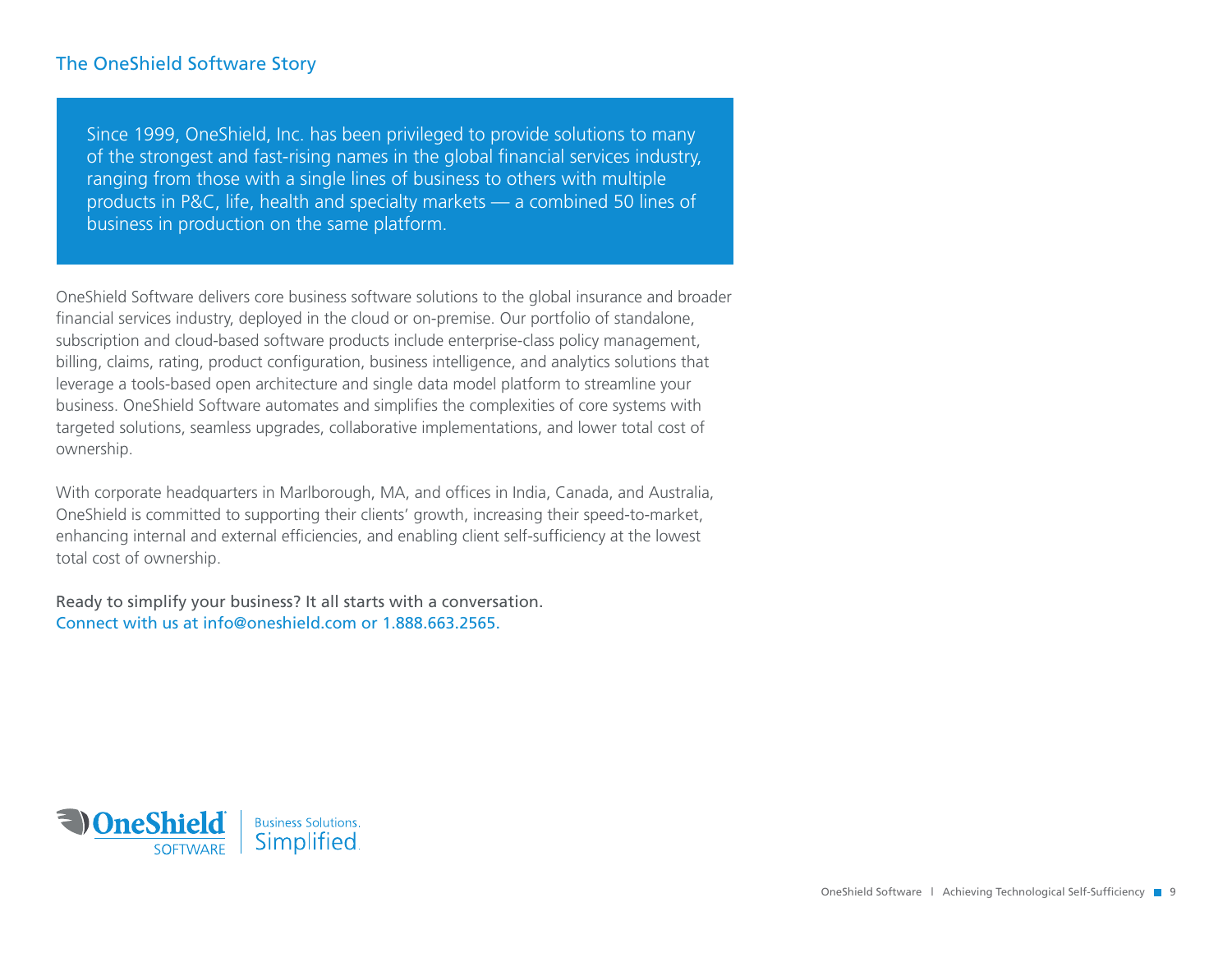## The OneShield Software Story

> Since 1999, OneShield, Inc. has been privileged to provide solutions to many of the strongest and fast-rising names in the global financial services industry, ranging from those with a single lines of business to others with multiple products in P&C, life, health and specialty markets — a combined 50 lines of business in production on the same platform.

OneShield Software delivers core business software solutions to the global insurance and broader financial services industry, deployed in the cloud or on-premise. Our portfolio of standalone, subscription and cloud-based software products include enterprise-class policy management, billing, claims, rating, product configuration, business intelligence, and analytics solutions that leverage a tools-based open architecture and single data model platform to streamline your business. OneShield Software automates and simplifies the complexities of core systems with targeted solutions, seamless upgrades, collaborative implementations, and lower total cost of ownership.

With corporate headquarters in Marlborough, MA, and offices in India, Canada, and Australia, OneShield is committed to supporting their clients' growth, increasing their speed-to-market, enhancing internal and external efficiencies, and enabling client self-sufficiency at the lowest total cost of ownership.

Ready to simplify your business? It all starts with a conversation.
Connect with us at info@oneshield.com or 1.888.663.2565.

OneShield SOFTWARE | Business Solutions. Simplified.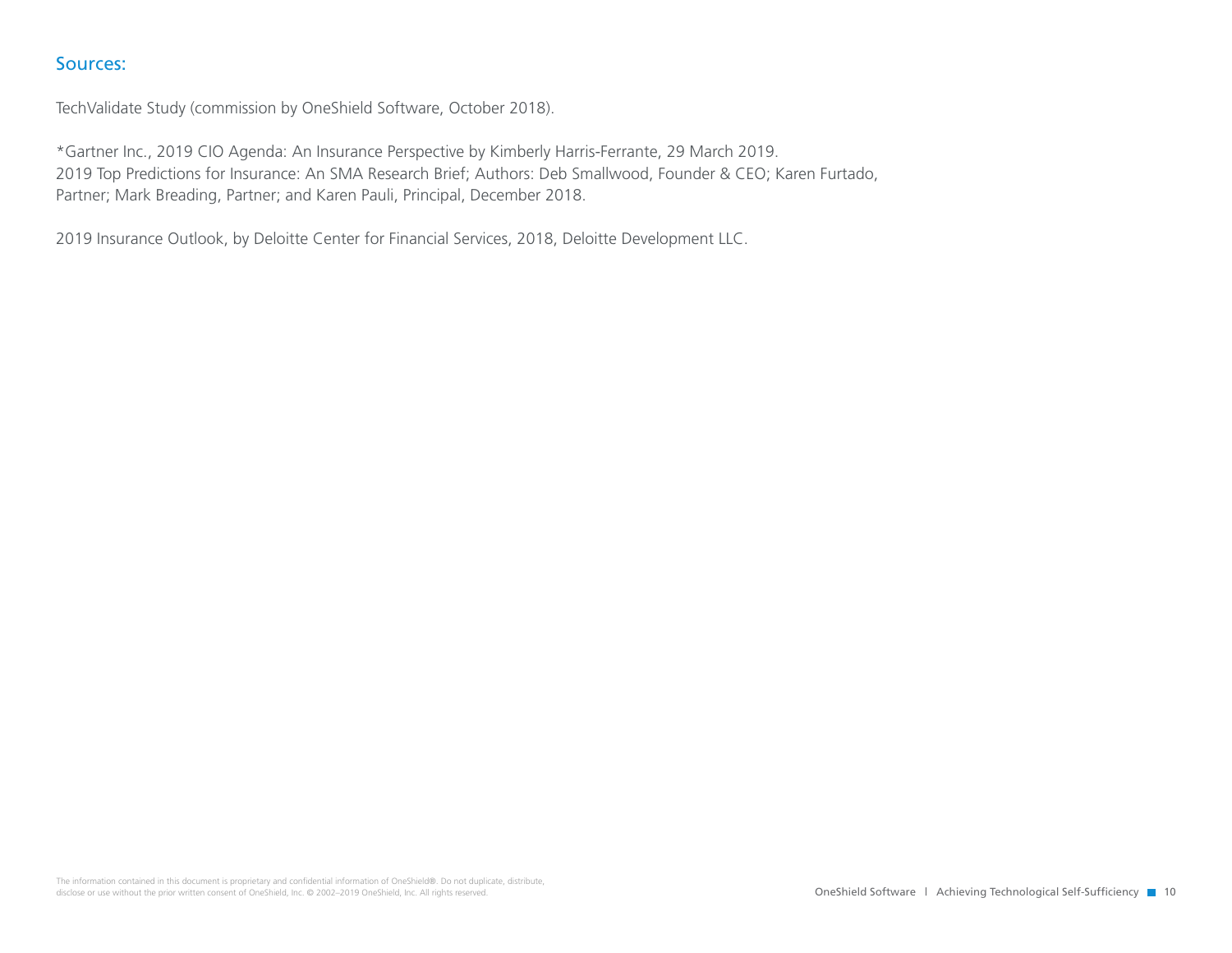## Sources:

TechValidate Study (commission by OneShield Software, October 2018).

*Gartner Inc., 2019 CIO Agenda: An Insurance Perspective by Kimberly Harris-Ferrante, 29 March 2019.
2019 Top Predictions for Insurance: An SMA Research Brief; Authors: Deb Smallwood, Founder & CEO; Karen Furtado, Partner; Mark Breading, Partner; and Karen Pauli, Principal, December 2018.

2019 Insurance Outlook, by Deloitte Center for Financial Services, 2018, Deloitte Development LLC.

The information contained in this document is proprietary and confidential information of OneShield®. Do not duplicate, distribute, disclose or use without the prior written consent of OneShield, Inc. © 2002–2019 OneShield, Inc. All rights reserved.